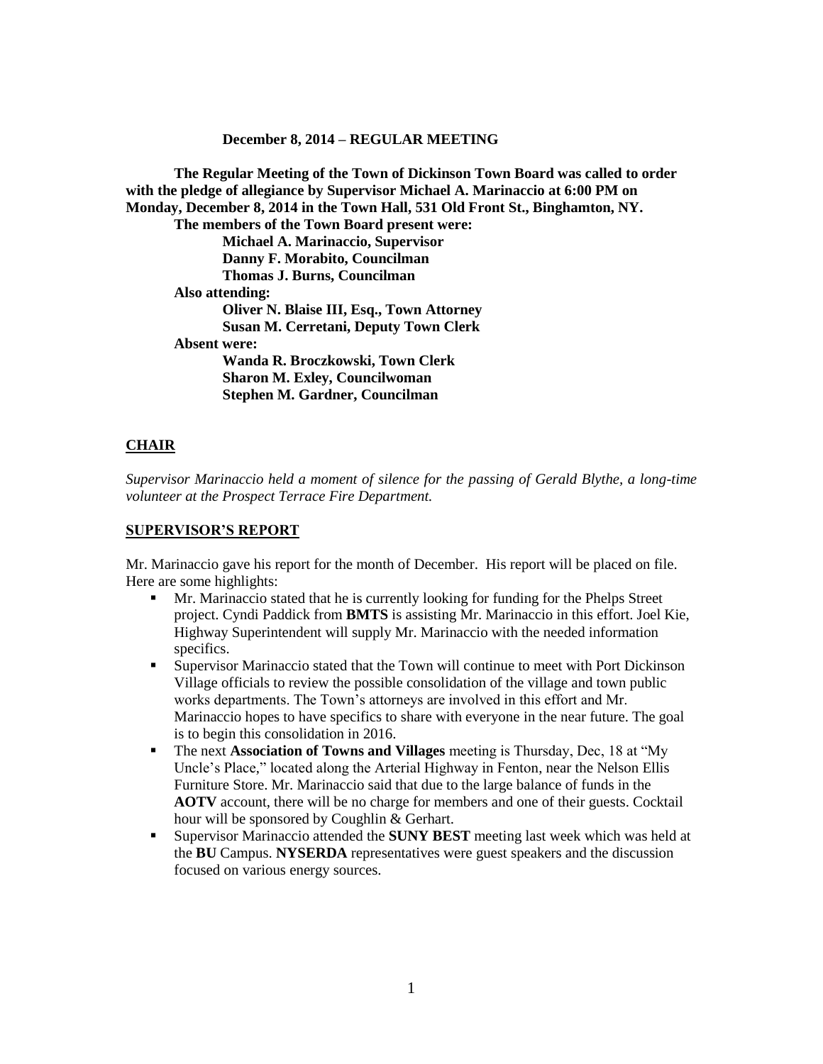**December 8, 2014 – REGULAR MEETING**

**The Regular Meeting of the Town of Dickinson Town Board was called to order with the pledge of allegiance by Supervisor Michael A. Marinaccio at 6:00 PM on Monday, December 8, 2014 in the Town Hall, 531 Old Front St., Binghamton, NY.**

**The members of the Town Board present were:**

**Michael A. Marinaccio, Supervisor**
**Danny F. Morabito, Councilman**
**Thomas J. Burns, Councilman**

**Also attending:**

**Oliver N. Blaise III, Esq., Town Attorney**
**Susan M. Cerretani, Deputy Town Clerk**

**Absent were:**

**Wanda R. Broczkowski, Town Clerk**
**Sharon M. Exley, Councilwoman**
**Stephen M. Gardner, Councilman**

## CHAIR

*Supervisor Marinaccio held a moment of silence for the passing of Gerald Blythe, a long-time volunteer at the Prospect Terrace Fire Department.*

## SUPERVISOR'S REPORT

Mr. Marinaccio gave his report for the month of December. His report will be placed on file. Here are some highlights:

- Mr. Marinaccio stated that he is currently looking for funding for the Phelps Street project. Cyndi Paddick from **BMTS** is assisting Mr. Marinaccio in this effort. Joel Kie, Highway Superintendent will supply Mr. Marinaccio with the needed information specifics.
- Supervisor Marinaccio stated that the Town will continue to meet with Port Dickinson Village officials to review the possible consolidation of the village and town public works departments. The Town's attorneys are involved in this effort and Mr. Marinaccio hopes to have specifics to share with everyone in the near future. The goal is to begin this consolidation in 2016.
- The next **Association of Towns and Villages** meeting is Thursday, Dec, 18 at "My Uncle's Place," located along the Arterial Highway in Fenton, near the Nelson Ellis Furniture Store. Mr. Marinaccio said that due to the large balance of funds in the **AOTV** account, there will be no charge for members and one of their guests. Cocktail hour will be sponsored by Coughlin & Gerhart.
- Supervisor Marinaccio attended the **SUNY BEST** meeting last week which was held at the **BU** Campus. **NYSERDA** representatives were guest speakers and the discussion focused on various energy sources.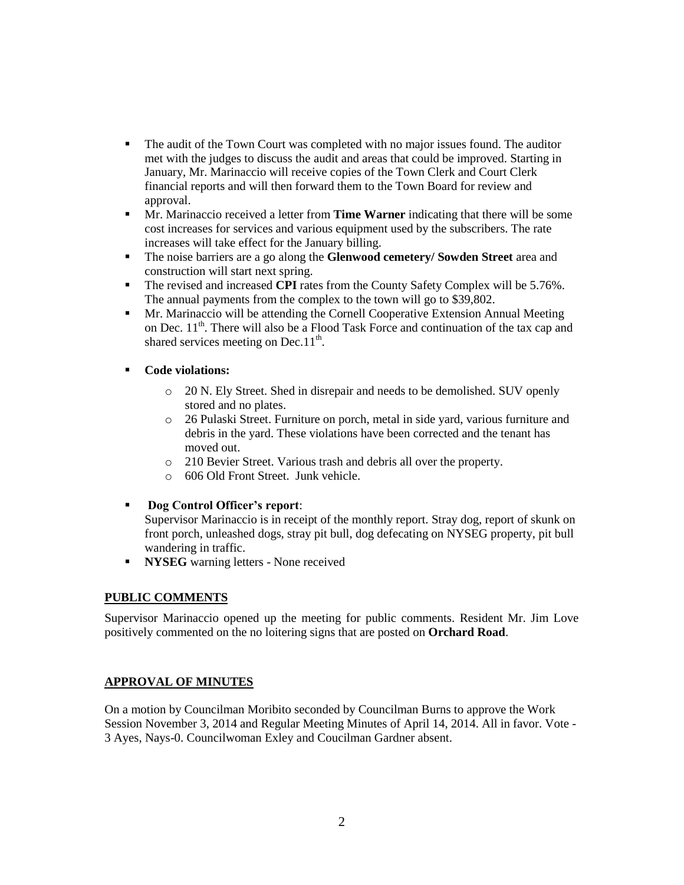- The audit of the Town Court was completed with no major issues found. The auditor met with the judges to discuss the audit and areas that could be improved. Starting in January, Mr. Marinaccio will receive copies of the Town Clerk and Court Clerk financial reports and will then forward them to the Town Board for review and approval.
- Mr. Marinaccio received a letter from **Time Warner** indicating that there will be some cost increases for services and various equipment used by the subscribers. The rate increases will take effect for the January billing.
- The noise barriers are a go along the **Glenwood cemetery/ Sowden Street** area and construction will start next spring.
- The revised and increased **CPI** rates from the County Safety Complex will be 5.76%. The annual payments from the complex to the town will go to $39,802.
- Mr. Marinaccio will be attending the Cornell Cooperative Extension Annual Meeting on Dec. 11th. There will also be a Flood Task Force and continuation of the tax cap and shared services meeting on Dec.11th.
- **Code violations:**
  - 20 N. Ely Street. Shed in disrepair and needs to be demolished. SUV openly stored and no plates.
  - 26 Pulaski Street. Furniture on porch, metal in side yard, various furniture and debris in the yard. These violations have been corrected and the tenant has moved out.
  - 210 Bevier Street. Various trash and debris all over the property.
  - 606 Old Front Street. Junk vehicle.
- **Dog Control Officer's report**:
  Supervisor Marinaccio is in receipt of the monthly report. Stray dog, report of skunk on front porch, unleashed dogs, stray pit bull, dog defecating on NYSEG property, pit bull wandering in traffic.
- **NYSEG** warning letters - None received

## PUBLIC COMMENTS

Supervisor Marinaccio opened up the meeting for public comments. Resident Mr. Jim Love positively commented on the no loitering signs that are posted on **Orchard Road**.

## APPROVAL OF MINUTES

On a motion by Councilman Moribito seconded by Councilman Burns to approve the Work Session November 3, 2014 and Regular Meeting Minutes of April 14, 2014. All in favor. Vote - 3 Ayes, Nays-0. Councilwoman Exley and Coucilman Gardner absent.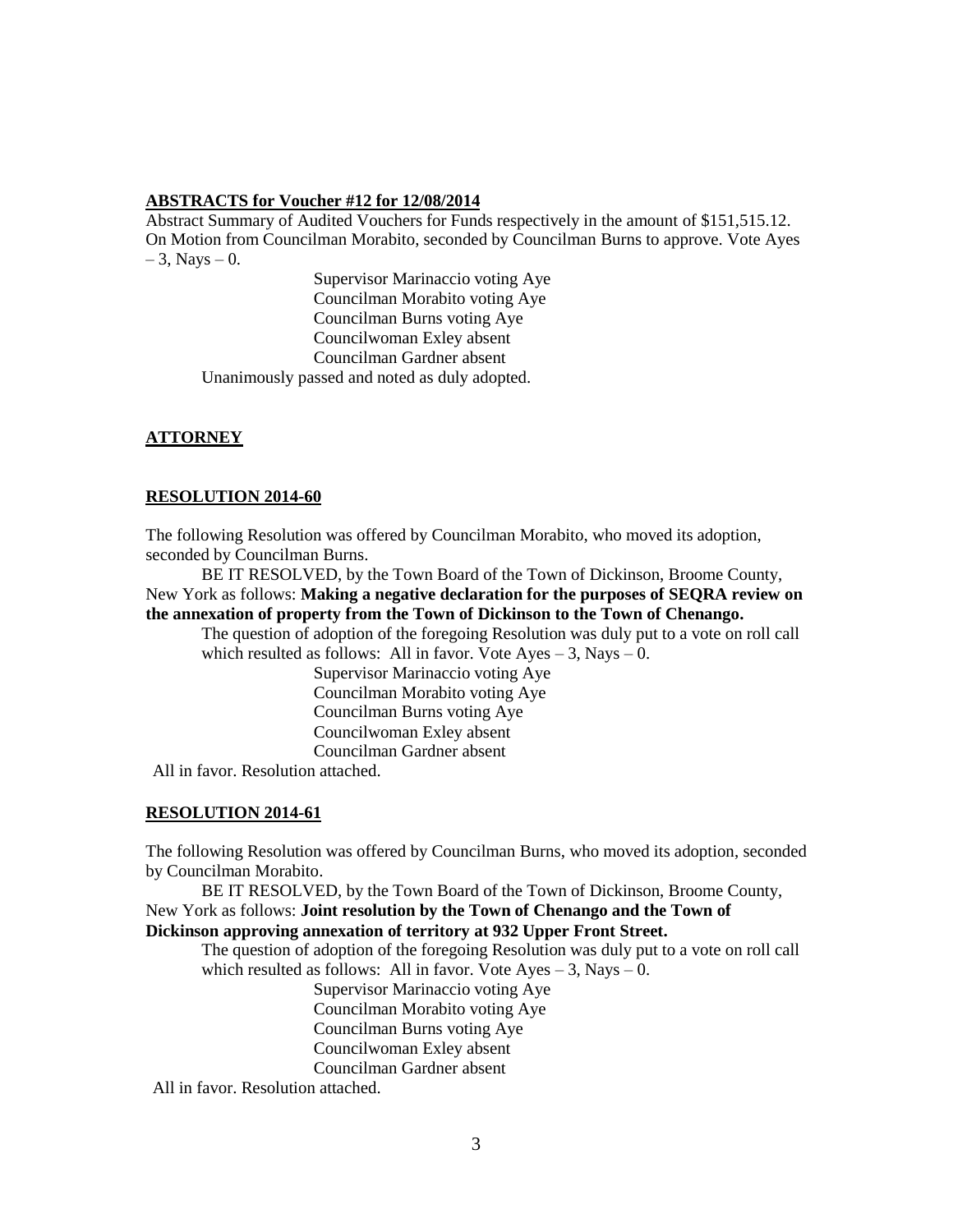**ABSTRACTS for Voucher #12 for 12/08/2014**

Abstract Summary of Audited Vouchers for Funds respectively in the amount of $151,515.12. On Motion from Councilman Morabito, seconded by Councilman Burns to approve. Vote Ayes – 3, Nays – 0.

Supervisor Marinaccio voting Aye
Councilman Morabito voting Aye
Councilman Burns voting Aye
Councilwoman Exley absent
Councilman Gardner absent

Unanimously passed and noted as duly adopted.

**ATTORNEY**

**RESOLUTION 2014-60**

The following Resolution was offered by Councilman Morabito, who moved its adoption, seconded by Councilman Burns.

BE IT RESOLVED, by the Town Board of the Town of Dickinson, Broome County, New York as follows: **Making a negative declaration for the purposes of SEQRA review on the annexation of property from the Town of Dickinson to the Town of Chenango.**

The question of adoption of the foregoing Resolution was duly put to a vote on roll call which resulted as follows: All in favor. Vote Ayes – 3, Nays – 0.

Supervisor Marinaccio voting Aye
Councilman Morabito voting Aye
Councilman Burns voting Aye
Councilwoman Exley absent
Councilman Gardner absent

All in favor. Resolution attached.

**RESOLUTION 2014-61**

The following Resolution was offered by Councilman Burns, who moved its adoption, seconded by Councilman Morabito.

BE IT RESOLVED, by the Town Board of the Town of Dickinson, Broome County, New York as follows: **Joint resolution by the Town of Chenango and the Town of Dickinson approving annexation of territory at 932 Upper Front Street.**

The question of adoption of the foregoing Resolution was duly put to a vote on roll call which resulted as follows: All in favor. Vote Ayes – 3, Nays – 0.

Supervisor Marinaccio voting Aye
Councilman Morabito voting Aye
Councilman Burns voting Aye
Councilwoman Exley absent
Councilman Gardner absent

All in favor. Resolution attached.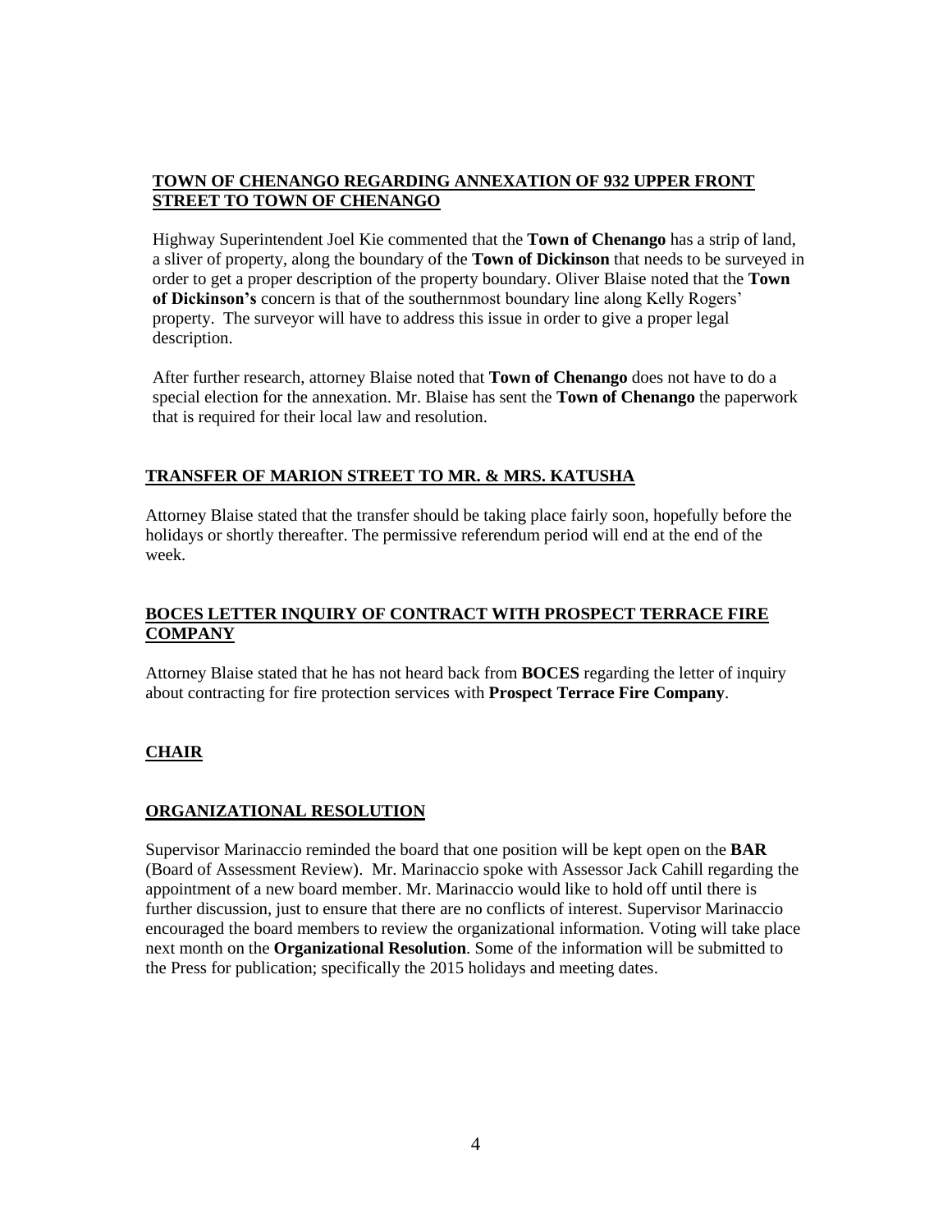## TOWN OF CHENANGO REGARDING ANNEXATION OF 932 UPPER FRONT STREET TO TOWN OF CHENANGO

Highway Superintendent Joel Kie commented that the **Town of Chenango** has a strip of land, a sliver of property, along the boundary of the **Town of Dickinson** that needs to be surveyed in order to get a proper description of the property boundary. Oliver Blaise noted that the **Town of Dickinson's** concern is that of the southernmost boundary line along Kelly Rogers' property. The surveyor will have to address this issue in order to give a proper legal description.

After further research, attorney Blaise noted that **Town of Chenango** does not have to do a special election for the annexation. Mr. Blaise has sent the **Town of Chenango** the paperwork that is required for their local law and resolution.

## TRANSFER OF MARION STREET TO MR. & MRS. KATUSHA

Attorney Blaise stated that the transfer should be taking place fairly soon, hopefully before the holidays or shortly thereafter. The permissive referendum period will end at the end of the week.

## BOCES LETTER INQUIRY OF CONTRACT WITH PROSPECT TERRACE FIRE COMPANY

Attorney Blaise stated that he has not heard back from **BOCES** regarding the letter of inquiry about contracting for fire protection services with **Prospect Terrace Fire Company**.

## CHAIR

## ORGANIZATIONAL RESOLUTION

Supervisor Marinaccio reminded the board that one position will be kept open on the **BAR** (Board of Assessment Review). Mr. Marinaccio spoke with Assessor Jack Cahill regarding the appointment of a new board member. Mr. Marinaccio would like to hold off until there is further discussion, just to ensure that there are no conflicts of interest. Supervisor Marinaccio encouraged the board members to review the organizational information. Voting will take place next month on the **Organizational Resolution**. Some of the information will be submitted to the Press for publication; specifically the 2015 holidays and meeting dates.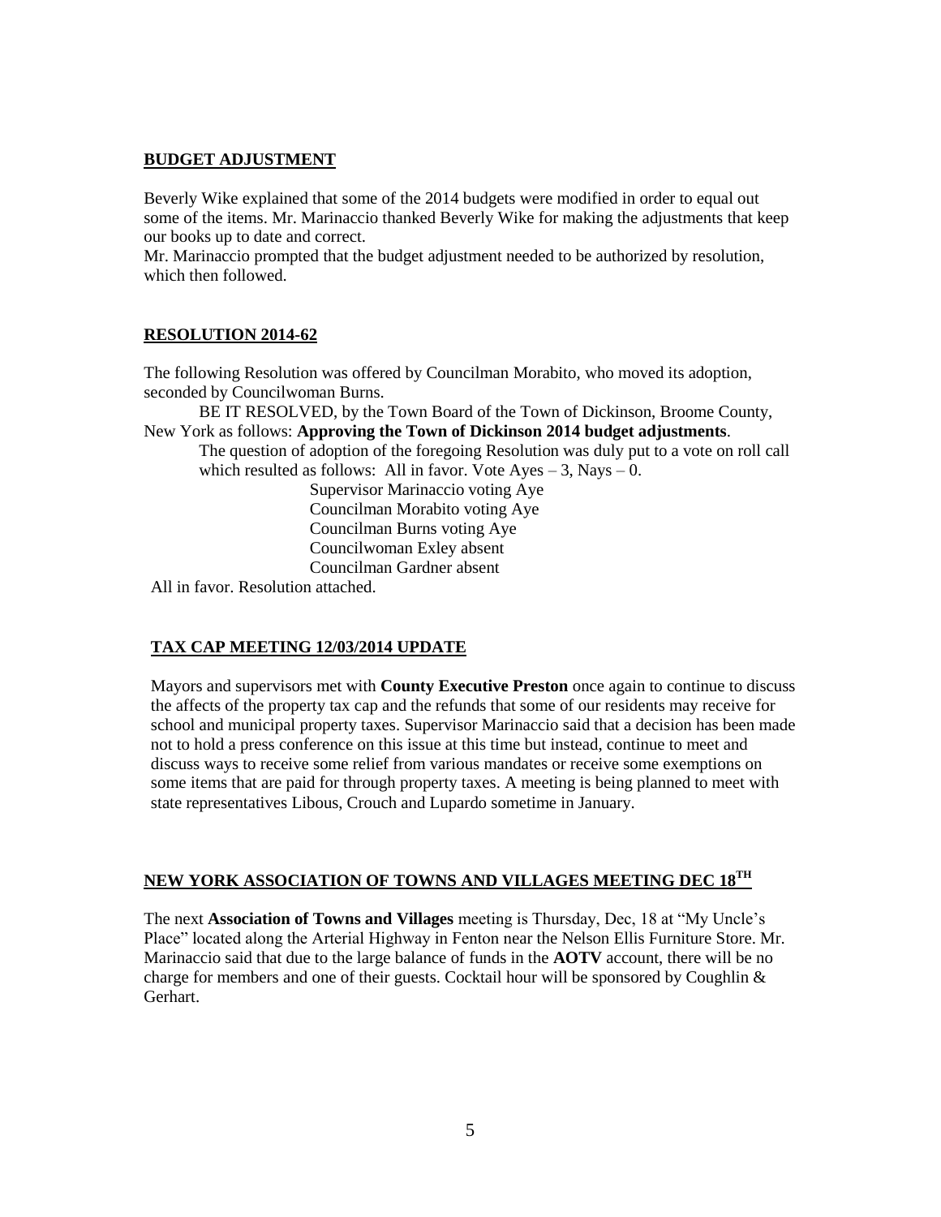**BUDGET ADJUSTMENT**

Beverly Wike explained that some of the 2014 budgets were modified in order to equal out some of the items. Mr. Marinaccio thanked Beverly Wike for making the adjustments that keep our books up to date and correct.
Mr. Marinaccio prompted that the budget adjustment needed to be authorized by resolution, which then followed.

**RESOLUTION 2014-62**

The following Resolution was offered by Councilman Morabito, who moved its adoption, seconded by Councilwoman Burns.

BE IT RESOLVED, by the Town Board of the Town of Dickinson, Broome County, New York as follows: **Approving the Town of Dickinson 2014 budget adjustments**.

The question of adoption of the foregoing Resolution was duly put to a vote on roll call which resulted as follows: All in favor. Vote Ayes – 3, Nays – 0.

Supervisor Marinaccio voting Aye
Councilman Morabito voting Aye
Councilman Burns voting Aye
Councilwoman Exley absent
Councilman Gardner absent

All in favor. Resolution attached.

**TAX CAP MEETING 12/03/2014 UPDATE**

Mayors and supervisors met with **County Executive Preston** once again to continue to discuss the affects of the property tax cap and the refunds that some of our residents may receive for school and municipal property taxes. Supervisor Marinaccio said that a decision has been made not to hold a press conference on this issue at this time but instead, continue to meet and discuss ways to receive some relief from various mandates or receive some exemptions on some items that are paid for through property taxes. A meeting is being planned to meet with state representatives Libous, Crouch and Lupardo sometime in January.

**NEW YORK ASSOCIATION OF TOWNS AND VILLAGES MEETING DEC 18TH**

The next **Association of Towns and Villages** meeting is Thursday, Dec, 18 at "My Uncle's Place" located along the Arterial Highway in Fenton near the Nelson Ellis Furniture Store. Mr. Marinaccio said that due to the large balance of funds in the **AOTV** account, there will be no charge for members and one of their guests. Cocktail hour will be sponsored by Coughlin & Gerhart.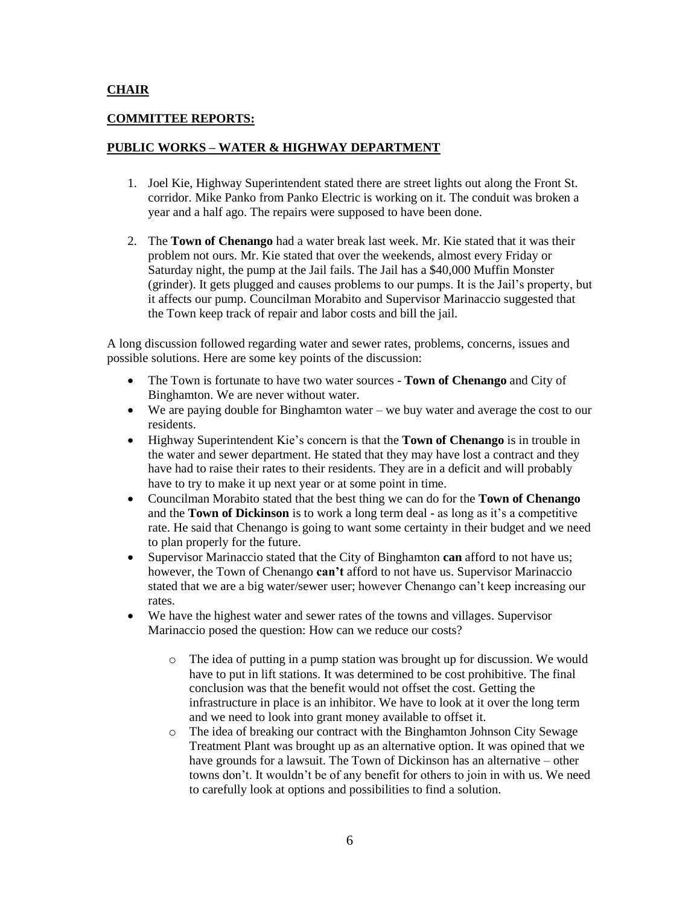**CHAIR**

**COMMITTEE REPORTS:**

**PUBLIC WORKS – WATER & HIGHWAY DEPARTMENT**

1. Joel Kie, Highway Superintendent stated there are street lights out along the Front St. corridor. Mike Panko from Panko Electric is working on it. The conduit was broken a year and a half ago. The repairs were supposed to have been done.

2. The **Town of Chenango** had a water break last week. Mr. Kie stated that it was their problem not ours. Mr. Kie stated that over the weekends, almost every Friday or Saturday night, the pump at the Jail fails. The Jail has a $40,000 Muffin Monster (grinder). It gets plugged and causes problems to our pumps. It is the Jail's property, but it affects our pump. Councilman Morabito and Supervisor Marinaccio suggested that the Town keep track of repair and labor costs and bill the jail.

A long discussion followed regarding water and sewer rates, problems, concerns, issues and possible solutions. Here are some key points of the discussion:

- The Town is fortunate to have two water sources - **Town of Chenango** and City of Binghamton. We are never without water.
- We are paying double for Binghamton water – we buy water and average the cost to our residents.
- Highway Superintendent Kie's concern is that the **Town of Chenango** is in trouble in the water and sewer department. He stated that they may have lost a contract and they have had to raise their rates to their residents. They are in a deficit and will probably have to try to make it up next year or at some point in time.
- Councilman Morabito stated that the best thing we can do for the **Town of Chenango** and the **Town of Dickinson** is to work a long term deal - as long as it's a competitive rate. He said that Chenango is going to want some certainty in their budget and we need to plan properly for the future.
- Supervisor Marinaccio stated that the City of Binghamton **can** afford to not have us; however, the Town of Chenango **can't** afford to not have us. Supervisor Marinaccio stated that we are a big water/sewer user; however Chenango can't keep increasing our rates.
- We have the highest water and sewer rates of the towns and villages. Supervisor Marinaccio posed the question: How can we reduce our costs?
    - The idea of putting in a pump station was brought up for discussion. We would have to put in lift stations. It was determined to be cost prohibitive. The final conclusion was that the benefit would not offset the cost. Getting the infrastructure in place is an inhibitor. We have to look at it over the long term and we need to look into grant money available to offset it.
    - The idea of breaking our contract with the Binghamton Johnson City Sewage Treatment Plant was brought up as an alternative option. It was opined that we have grounds for a lawsuit. The Town of Dickinson has an alternative – other towns don't. It wouldn't be of any benefit for others to join in with us. We need to carefully look at options and possibilities to find a solution.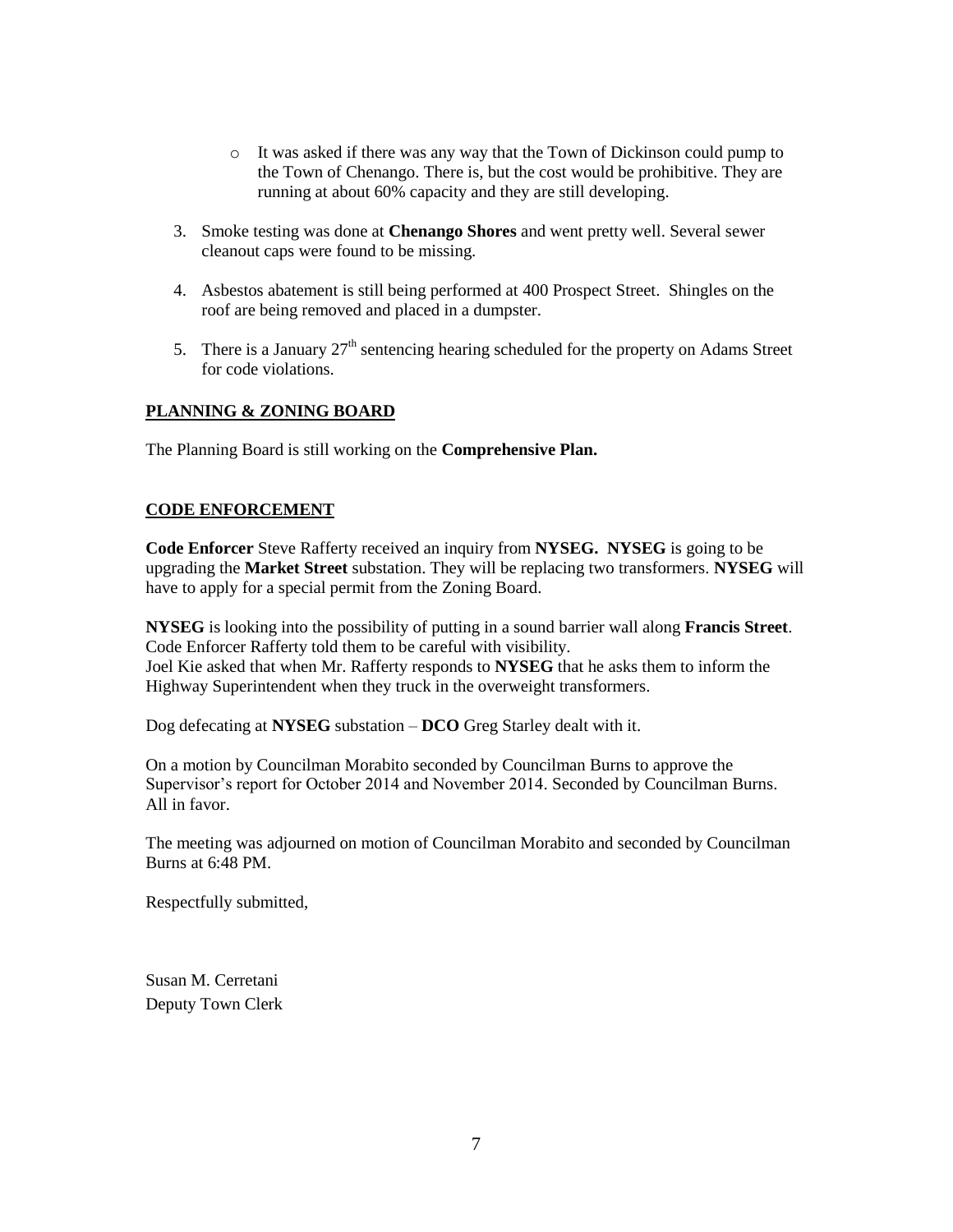- It was asked if there was any way that the Town of Dickinson could pump to the Town of Chenango. There is, but the cost would be prohibitive. They are running at about 60% capacity and they are still developing.

3. Smoke testing was done at **Chenango Shores** and went pretty well. Several sewer cleanout caps were found to be missing.

4. Asbestos abatement is still being performed at 400 Prospect Street. Shingles on the roof are being removed and placed in a dumpster.

5. There is a January 27th sentencing hearing scheduled for the property on Adams Street for code violations.

## PLANNING & ZONING BOARD

The Planning Board is still working on the **Comprehensive Plan.**

## CODE ENFORCEMENT

**Code Enforcer** Steve Rafferty received an inquiry from **NYSEG. NYSEG** is going to be upgrading the **Market Street** substation. They will be replacing two transformers. **NYSEG** will have to apply for a special permit from the Zoning Board.

**NYSEG** is looking into the possibility of putting in a sound barrier wall along **Francis Street**. Code Enforcer Rafferty told them to be careful with visibility.
Joel Kie asked that when Mr. Rafferty responds to **NYSEG** that he asks them to inform the Highway Superintendent when they truck in the overweight transformers.

Dog defecating at **NYSEG** substation – **DCO** Greg Starley dealt with it.

On a motion by Councilman Morabito seconded by Councilman Burns to approve the Supervisor's report for October 2014 and November 2014. Seconded by Councilman Burns. All in favor.

The meeting was adjourned on motion of Councilman Morabito and seconded by Councilman Burns at 6:48 PM.

Respectfully submitted,

Susan M. Cerretani
Deputy Town Clerk